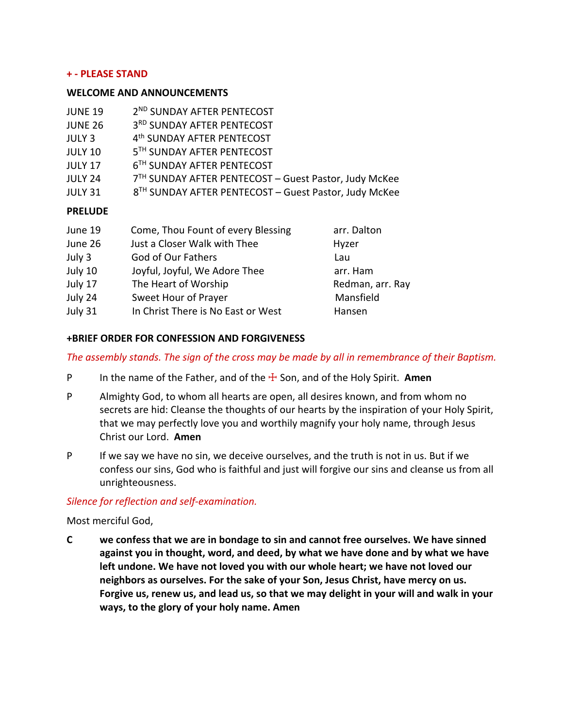**+ - PLEASE STAND**

**WELCOME AND ANNOUNCEMENTS**

| | |
|---|---|
| JUNE 19 | 2ND SUNDAY AFTER PENTECOST |
| JUNE 26 | 3RD SUNDAY AFTER PENTECOST |
| JULY 3 | 4th SUNDAY AFTER PENTECOST |
| JULY 10 | 5TH SUNDAY AFTER PENTECOST |
| JULY 17 | 6TH SUNDAY AFTER PENTECOST |
| JULY 24 | 7TH SUNDAY AFTER PENTECOST – Guest Pastor, Judy McKee |
| JULY 31 | 8TH SUNDAY AFTER PENTECOST – Guest Pastor, Judy McKee |

**PRELUDE**

| | | |
|---|---|---|
| June 19 | Come, Thou Fount of every Blessing | arr. Dalton |
| June 26 | Just a Closer Walk with Thee | Hyzer |
| July 3 | God of Our Fathers | Lau |
| July 10 | Joyful, Joyful, We Adore Thee | arr. Ham |
| July 17 | The Heart of Worship | Redman, arr. Ray |
| July 24 | Sweet Hour of Prayer | Mansfield |
| July 31 | In Christ There is No East or West | Hansen |

**+BRIEF ORDER FOR CONFESSION AND FORGIVENESS**

*The assembly stands. The sign of the cross may be made by all in remembrance of their Baptism.*

P In the name of the Father, and of the ☩ Son, and of the Holy Spirit. **Amen**

P Almighty God, to whom all hearts are open, all desires known, and from whom no secrets are hid: Cleanse the thoughts of our hearts by the inspiration of your Holy Spirit, that we may perfectly love you and worthily magnify your holy name, through Jesus Christ our Lord. **Amen**

P If we say we have no sin, we deceive ourselves, and the truth is not in us. But if we confess our sins, God who is faithful and just will forgive our sins and cleanse us from all unrighteousness.

*Silence for reflection and self-examination.*

Most merciful God,

**C we confess that we are in bondage to sin and cannot free ourselves. We have sinned against you in thought, word, and deed, by what we have done and by what we have left undone. We have not loved you with our whole heart; we have not loved our neighbors as ourselves. For the sake of your Son, Jesus Christ, have mercy on us. Forgive us, renew us, and lead us, so that we may delight in your will and walk in your ways, to the glory of your holy name. Amen**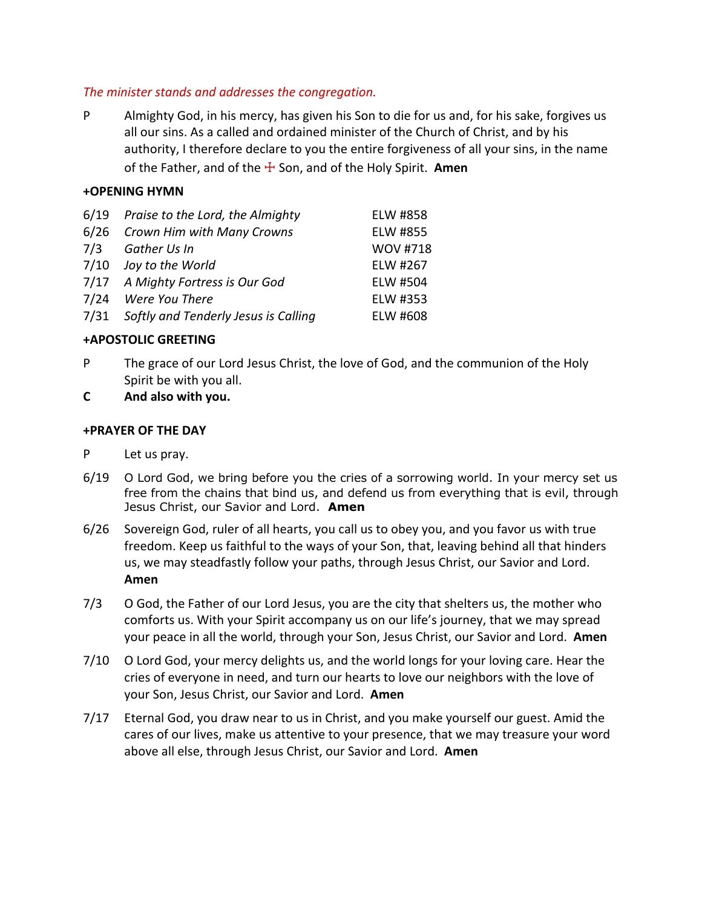*The minister stands and addresses the congregation.*

P Almighty God, in his mercy, has given his Son to die for us and, for his sake, forgives us all our sins. As a called and ordained minister of the Church of Christ, and by his authority, I therefore declare to you the entire forgiveness of all your sins, in the name of the Father, and of the ☩ Son, and of the Holy Spirit. **Amen**

**+OPENING HYMN**

| | | |
|---|---|---|
| 6/19 | *Praise to the Lord, the Almighty* | ELW #858 |
| 6/26 | *Crown Him with Many Crowns* | ELW #855 |
| 7/3 | *Gather Us In* | WOV #718 |
| 7/10 | *Joy to the World* | ELW #267 |
| 7/17 | *A Mighty Fortress is Our God* | ELW #504 |
| 7/24 | *Were You There* | ELW #353 |
| 7/31 | *Softly and Tenderly Jesus is Calling* | ELW #608 |

**+APOSTOLIC GREETING**

P The grace of our Lord Jesus Christ, the love of God, and the communion of the Holy Spirit be with you all.

**C And also with you.**

**+PRAYER OF THE DAY**

P Let us pray.

6/19 O Lord God, we bring before you the cries of a sorrowing world. In your mercy set us free from the chains that bind us, and defend us from everything that is evil, through Jesus Christ, our Savior and Lord. **Amen**

6/26 Sovereign God, ruler of all hearts, you call us to obey you, and you favor us with true freedom. Keep us faithful to the ways of your Son, that, leaving behind all that hinders us, we may steadfastly follow your paths, through Jesus Christ, our Savior and Lord. **Amen**

7/3 O God, the Father of our Lord Jesus, you are the city that shelters us, the mother who comforts us. With your Spirit accompany us on our life's journey, that we may spread your peace in all the world, through your Son, Jesus Christ, our Savior and Lord. **Amen**

7/10 O Lord God, your mercy delights us, and the world longs for your loving care. Hear the cries of everyone in need, and turn our hearts to love our neighbors with the love of your Son, Jesus Christ, our Savior and Lord. **Amen**

7/17 Eternal God, you draw near to us in Christ, and you make yourself our guest. Amid the cares of our lives, make us attentive to your presence, that we may treasure your word above all else, through Jesus Christ, our Savior and Lord. **Amen**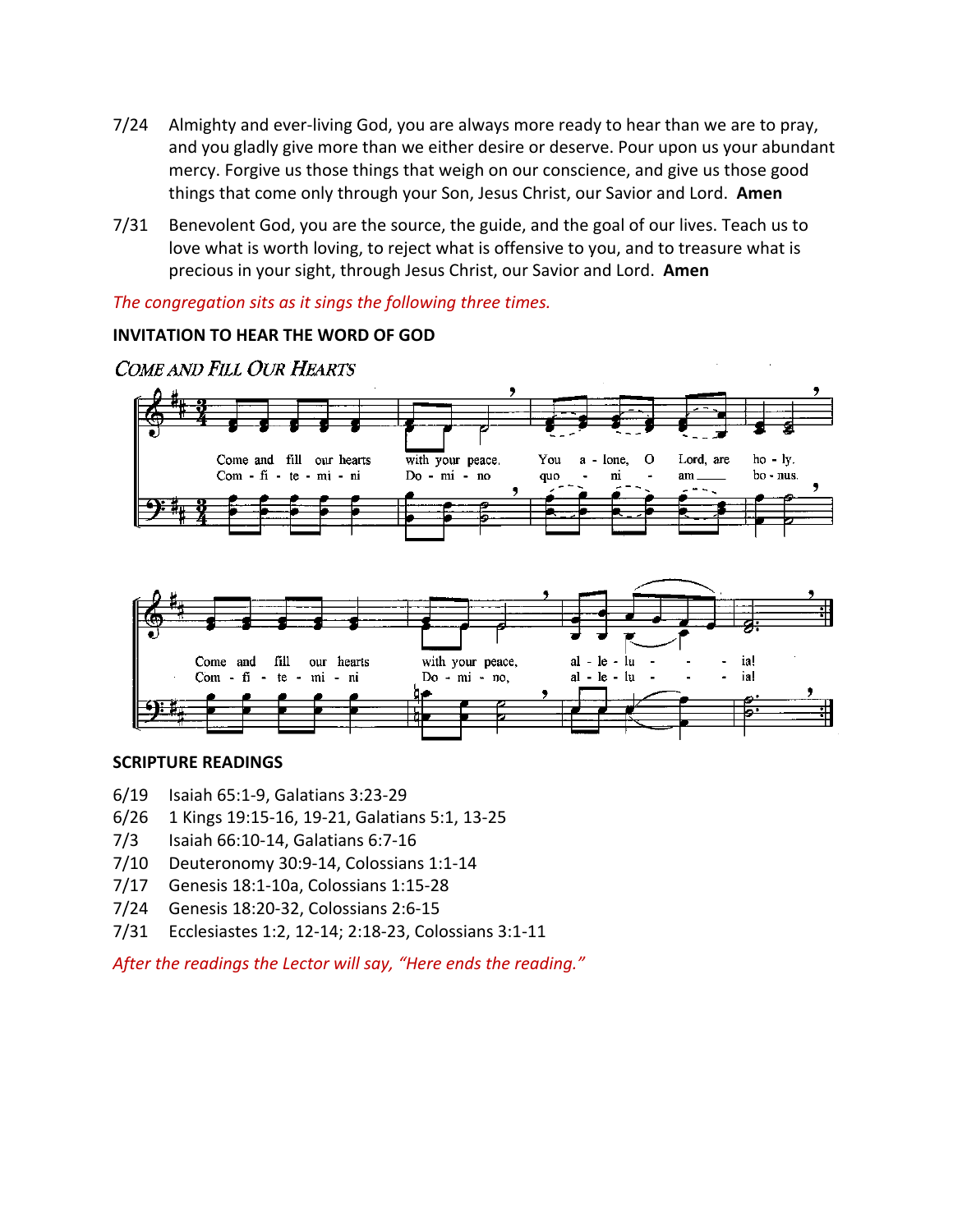7/24 Almighty and ever-living God, you are always more ready to hear than we are to pray, and you gladly give more than we either desire or deserve. Pour upon us your abundant mercy. Forgive us those things that weigh on our conscience, and give us those good things that come only through your Son, Jesus Christ, our Savior and Lord. **Amen**

7/31 Benevolent God, you are the source, the guide, and the goal of our lives. Teach us to love what is worth loving, to reject what is offensive to you, and to treasure what is precious in your sight, through Jesus Christ, our Savior and Lord. **Amen**

*The congregation sits as it sings the following three times.*

**INVITATION TO HEAR THE WORD OF GOD**

*Come and Fill Our Hearts*

Come and fill our hearts with your peace. You alone, O Lord, are holy.
Come and fill our hearts with your peace, alleluia!

Confitemini Domino quoniam bonus.
Confitemini Domino, alleluia!

**SCRIPTURE READINGS**

- 6/19 Isaiah 65:1-9, Galatians 3:23-29
- 6/26 1 Kings 19:15-16, 19-21, Galatians 5:1, 13-25
- 7/3 Isaiah 66:10-14, Galatians 6:7-16
- 7/10 Deuteronomy 30:9-14, Colossians 1:1-14
- 7/17 Genesis 18:1-10a, Colossians 1:15-28
- 7/24 Genesis 18:20-32, Colossians 2:6-15
- 7/31 Ecclesiastes 1:2, 12-14; 2:18-23, Colossians 3:1-11

*After the readings the Lector will say, "Here ends the reading."*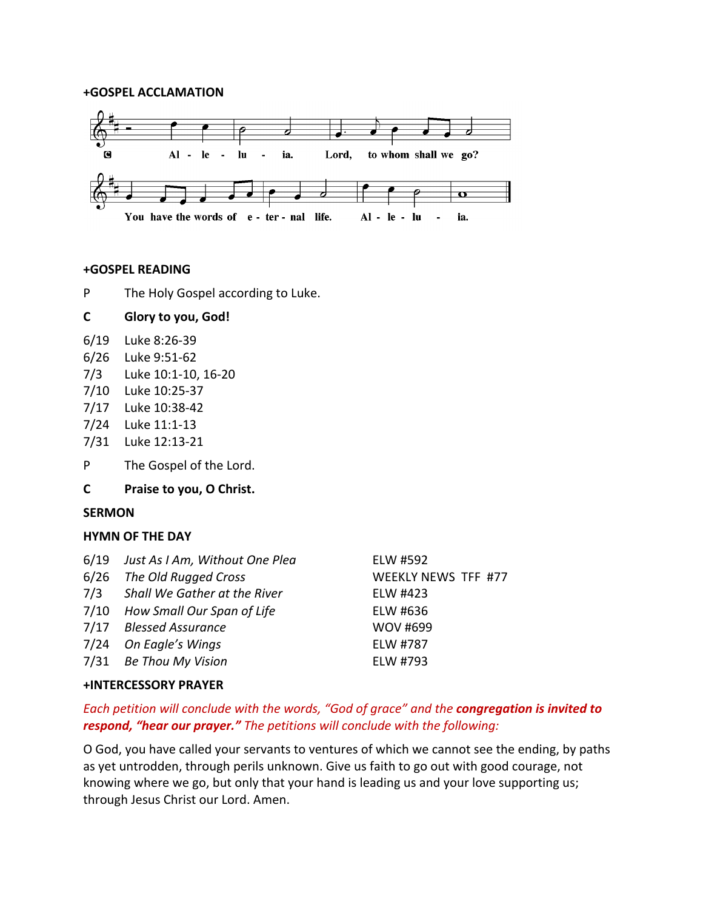**+GOSPEL ACCLAMATION**

C Alleluia. Lord, to whom shall we go? You have the words of eternal life. Alleluia.

**+GOSPEL READING**

P The Holy Gospel according to Luke.

**C Glory to you, God!**

6/19 Luke 8:26-39
6/26 Luke 9:51-62
7/3 Luke 10:1-10, 16-20
7/10 Luke 10:25-37
7/17 Luke 10:38-42
7/24 Luke 11:1-13
7/31 Luke 12:13-21

P The Gospel of the Lord.

**C Praise to you, O Christ.**

**SERMON**

**HYMN OF THE DAY**

| | | |
|---|---|---|
| 6/19 | *Just As I Am, Without One Plea* | ELW #592 |
| 6/26 | *The Old Rugged Cross* | WEEKLY NEWS TFF #77 |
| 7/3 | *Shall We Gather at the River* | ELW #423 |
| 7/10 | *How Small Our Span of Life* | ELW #636 |
| 7/17 | *Blessed Assurance* | WOV #699 |
| 7/24 | *On Eagle's Wings* | ELW #787 |
| 7/31 | *Be Thou My Vision* | ELW #793 |

**+INTERCESSORY PRAYER**

*Each petition will conclude with the words, "God of grace" and the* ***congregation is invited to respond, "hear our prayer."*** *The petitions will conclude with the following:*

O God, you have called your servants to ventures of which we cannot see the ending, by paths as yet untrodden, through perils unknown. Give us faith to go out with good courage, not knowing where we go, but only that your hand is leading us and your love supporting us; through Jesus Christ our Lord. Amen.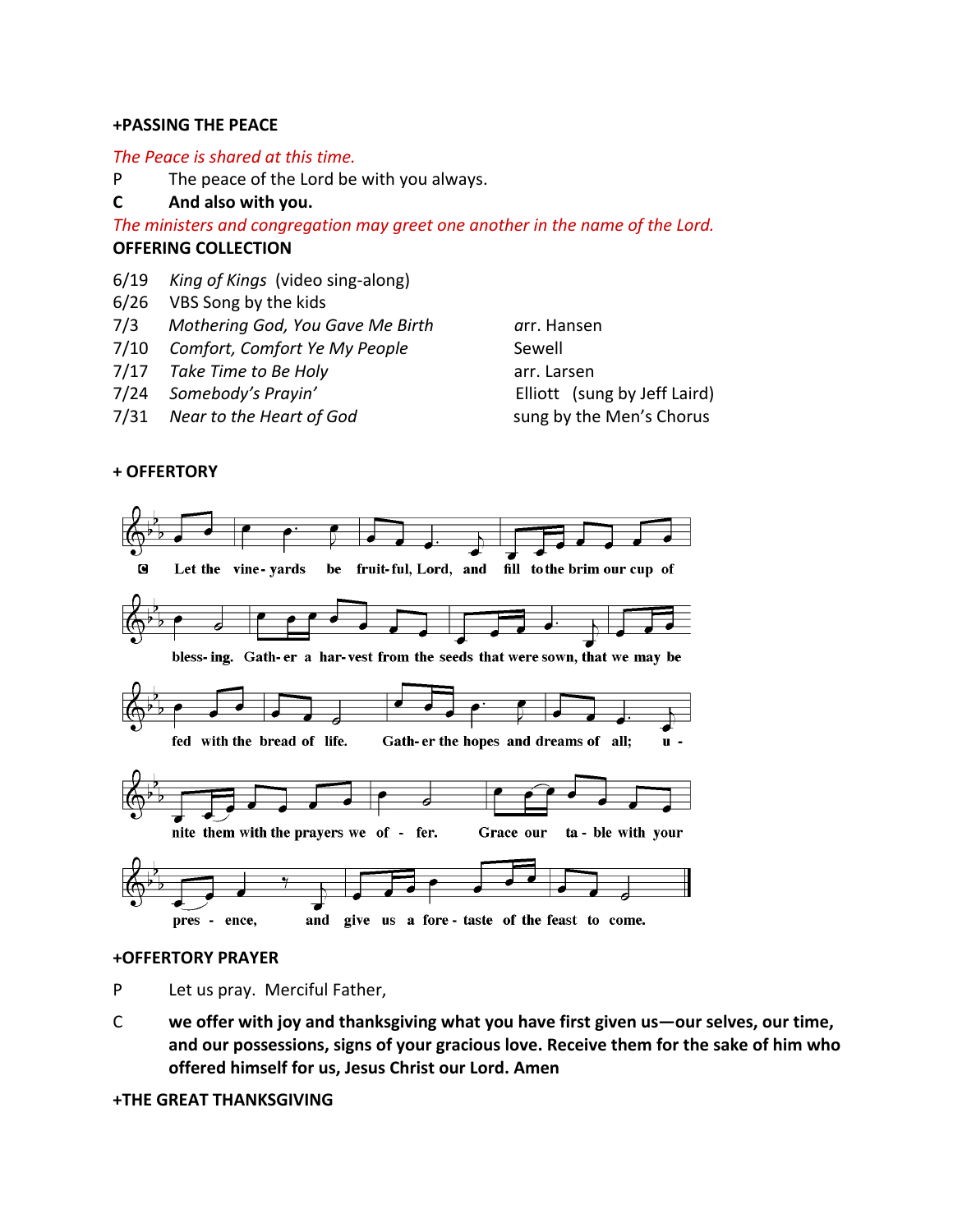**+PASSING THE PEACE**

*The Peace is shared at this time.*

P The peace of the Lord be with you always.

**C And also with you.**

*The ministers and congregation may greet one another in the name of the Lord.*

**OFFERING COLLECTION**

| | | |
|---|---|---|
| 6/19 | *King of Kings* (video sing-along) | |
| 6/26 | VBS Song by the kids | |
| 7/3 | *Mothering God, You Gave Me Birth* | arr. Hansen |
| 7/10 | *Comfort, Comfort Ye My People* | Sewell |
| 7/17 | *Take Time to Be Holy* | arr. Larsen |
| 7/24 | *Somebody's Prayin'* | Elliott (sung by Jeff Laird) |
| 7/31 | *Near to the Heart of God* | sung by the Men's Chorus |

**+ OFFERTORY**

C Let the vineyards be fruitful, Lord, and fill to the brim our cup of blessing. Gather a harvest from the seeds that were sown, that we may be fed with the bread of life. Gather the hopes and dreams of all; unite them with the prayers we offer. Grace our table with your presence, and give us a foretaste of the feast to come.

**+OFFERTORY PRAYER**

P Let us pray. Merciful Father,

C **we offer with joy and thanksgiving what you have first given us—our selves, our time, and our possessions, signs of your gracious love. Receive them for the sake of him who offered himself for us, Jesus Christ our Lord. Amen**

**+THE GREAT THANKSGIVING**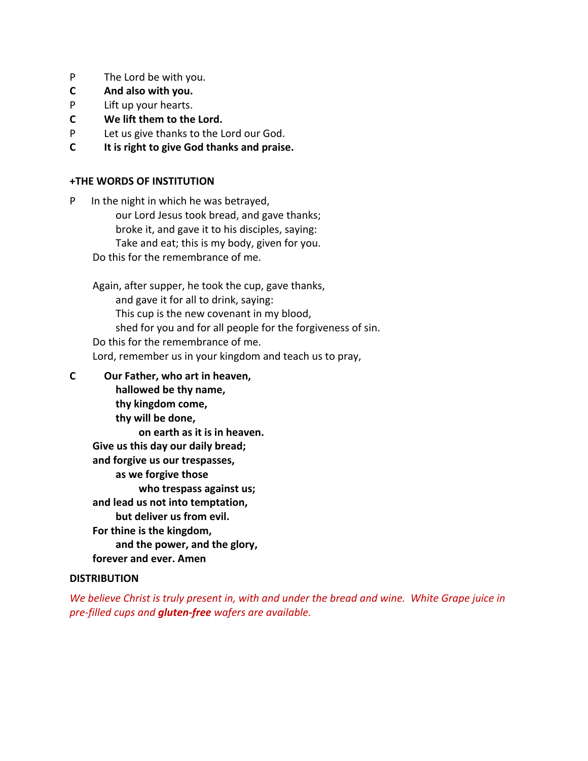P The Lord be with you.

**C And also with you.**

P Lift up your hearts.

**C We lift them to the Lord.**

P Let us give thanks to the Lord our God.

**C It is right to give God thanks and praise.**

**+THE WORDS OF INSTITUTION**

P In the night in which he was betrayed,
our Lord Jesus took bread, and gave thanks;
broke it, and gave it to his disciples, saying:
Take and eat; this is my body, given for you.
Do this for the remembrance of me.

Again, after supper, he took the cup, gave thanks,
and gave it for all to drink, saying:
This cup is the new covenant in my blood,
shed for you and for all people for the forgiveness of sin.
Do this for the remembrance of me.
Lord, remember us in your kingdom and teach us to pray,

**C Our Father, who art in heaven,**
**hallowed be thy name,**
**thy kingdom come,**
**thy will be done,**
**on earth as it is in heaven.**
**Give us this day our daily bread;**
**and forgive us our trespasses,**
**as we forgive those**
**who trespass against us;**
**and lead us not into temptation,**
**but deliver us from evil.**
**For thine is the kingdom,**
**and the power, and the glory,**
**forever and ever. Amen**

**DISTRIBUTION**

*We believe Christ is truly present in, with and under the bread and wine. White Grape juice in pre-filled cups and **gluten-free** wafers are available.*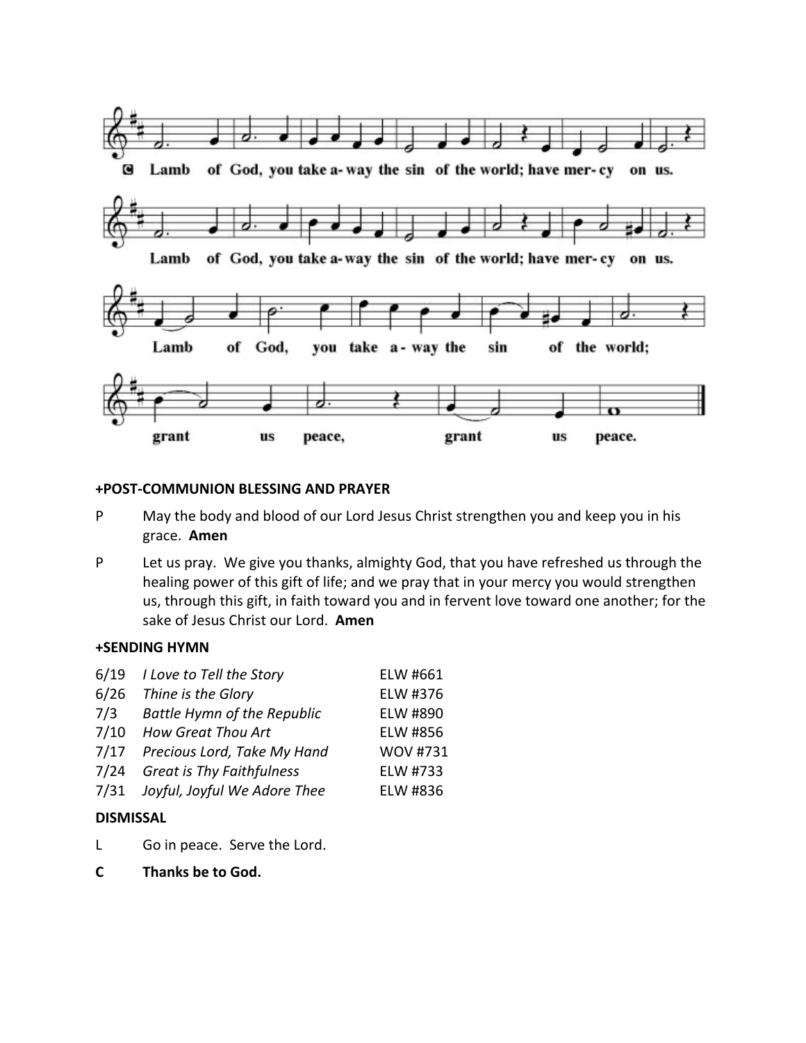C Lamb of God, you take away the sin of the world; have mercy on us.

Lamb of God, you take away the sin of the world; have mercy on us.

Lamb of God, you take away the sin of the world;

grant us peace, grant us peace.

**+POST-COMMUNION BLESSING AND PRAYER**

P May the body and blood of our Lord Jesus Christ strengthen you and keep you in his grace. **Amen**

P Let us pray. We give you thanks, almighty God, that you have refreshed us through the healing power of this gift of life; and we pray that in your mercy you would strengthen us, through this gift, in faith toward you and in fervent love toward one another; for the sake of Jesus Christ our Lord. **Amen**

**+SENDING HYMN**

| | | |
|---|---|---|
| 6/19 | *I Love to Tell the Story* | ELW #661 |
| 6/26 | *Thine is the Glory* | ELW #376 |
| 7/3 | *Battle Hymn of the Republic* | ELW #890 |
| 7/10 | *How Great Thou Art* | ELW #856 |
| 7/17 | *Precious Lord, Take My Hand* | WOV #731 |
| 7/24 | *Great is Thy Faithfulness* | ELW #733 |
| 7/31 | *Joyful, Joyful We Adore Thee* | ELW #836 |

**DISMISSAL**

L Go in peace. Serve the Lord.

**C Thanks be to God.**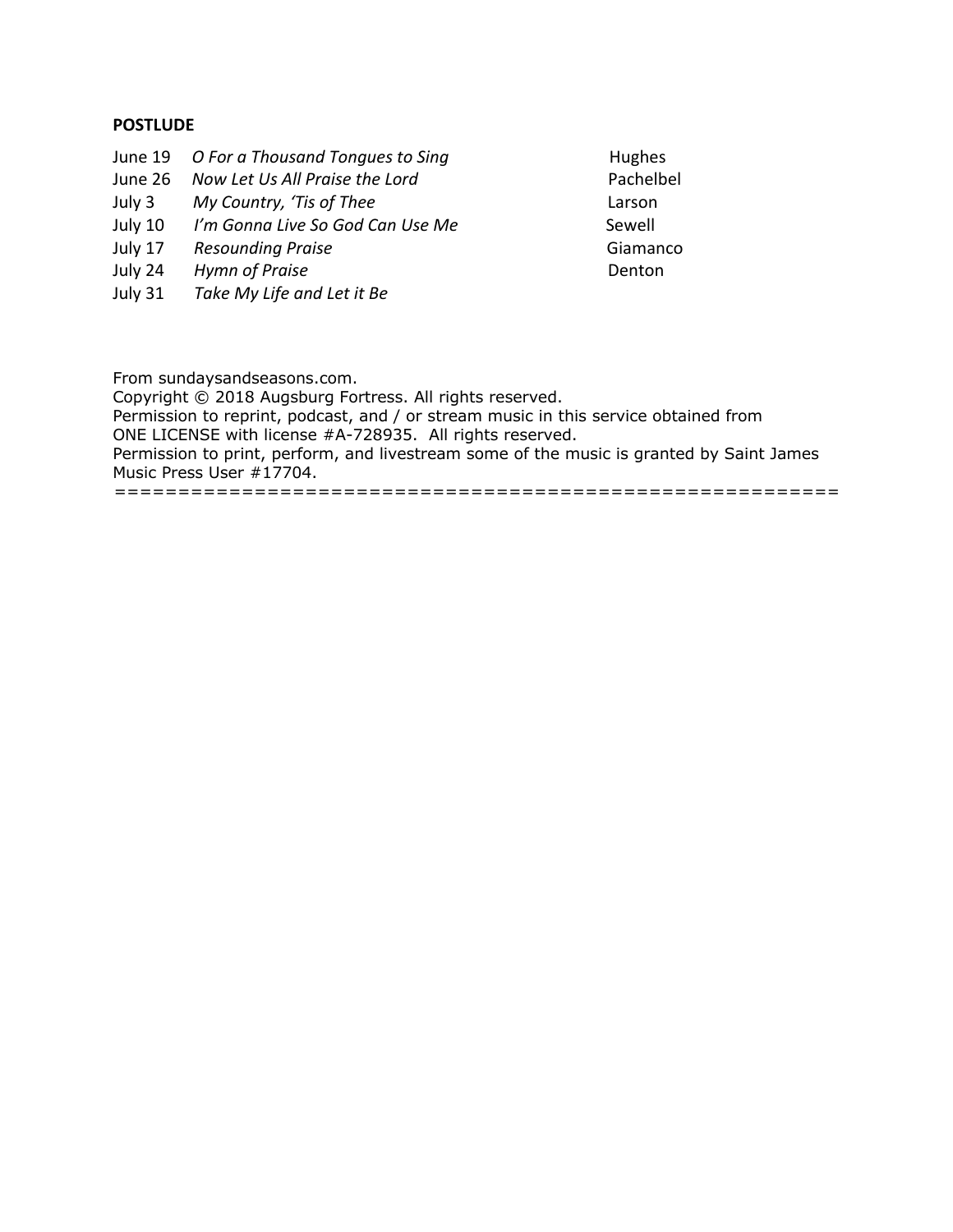**POSTLUDE**

| | | |
|---|---|---|
| June 19 | *O For a Thousand Tongues to Sing* | Hughes |
| June 26 | *Now Let Us All Praise the Lord* | Pachelbel |
| July 3 | *My Country, 'Tis of Thee* | Larson |
| July 10 | *I'm Gonna Live So God Can Use Me* | Sewell |
| July 17 | *Resounding Praise* | Giamanco |
| July 24 | *Hymn of Praise* | Denton |
| July 31 | *Take My Life and Let it Be* | |

From sundaysandseasons.com.
Copyright © 2018 Augsburg Fortress. All rights reserved.
Permission to reprint, podcast, and / or stream music in this service obtained from ONE LICENSE with license #A-728935. All rights reserved.
Permission to print, perform, and livestream some of the music is granted by Saint James Music Press User #17704.

==========================================================